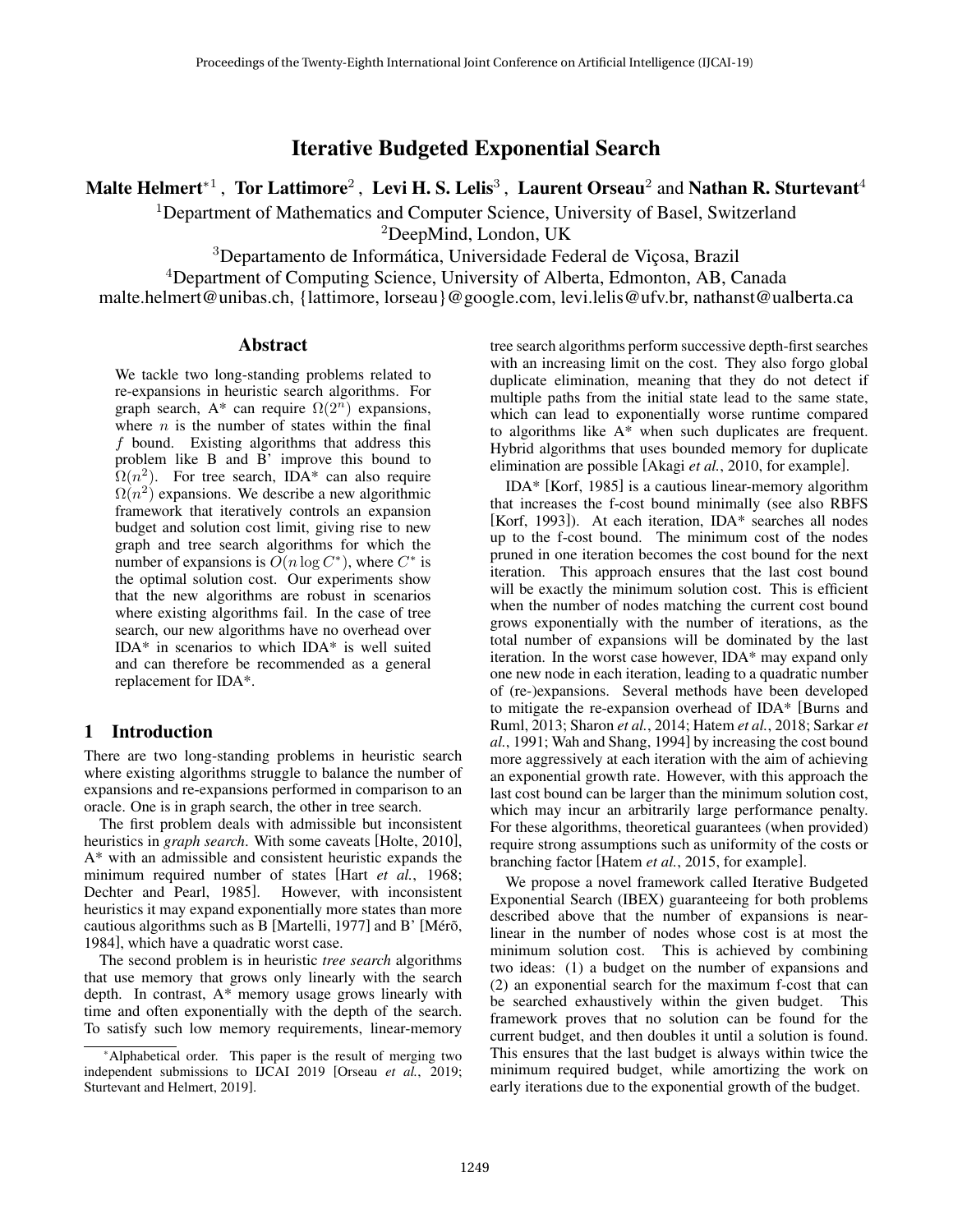# Iterative Budgeted Exponential Search

**Malte Helmert**[*1], **Tor Lattimore**[2], **Levi H. S. Lelis**[3], **Laurent Orseau**[2] and **Nathan R. Sturtevant**[4]

[1]Department of Mathematics and Computer Science, University of Basel, Switzerland
[2]DeepMind, London, UK
[3]Departamento de Informática, Universidade Federal de Viçosa, Brazil
[4]Department of Computing Science, University of Alberta, Edmonton, AB, Canada
malte.helmert@unibas.ch, {lattimore, lorseau}@google.com, levi.lelis@ufv.br, nathanst@ualberta.ca

## Abstract

We tackle two long-standing problems related to re-expansions in heuristic search algorithms. For graph search, A* can require $\Omega(2^n)$ expansions, where $n$ is the number of states within the final $f$ bound. Existing algorithms that address this problem like B and B' improve this bound to $\Omega(n^2)$. For tree search, IDA* can also require $\Omega(n^2)$ expansions. We describe a new algorithmic framework that iteratively controls an expansion budget and solution cost limit, giving rise to new graph and tree search algorithms for which the number of expansions is $O(n \log C^*)$, where $C^*$ is the optimal solution cost. Our experiments show that the new algorithms are robust in scenarios where existing algorithms fail. In the case of tree search, our new algorithms have no overhead over IDA* in scenarios to which IDA* is well suited and can therefore be recommended as a general replacement for IDA*.

## 1 Introduction

There are two long-standing problems in heuristic search where existing algorithms struggle to balance the number of expansions and re-expansions performed in comparison to an oracle. One is in graph search, the other in tree search.

The first problem deals with admissible but inconsistent heuristics in *graph search*. With some caveats [Holte, 2010], A* with an admissible and consistent heuristic expands the minimum required number of states [Hart *et al.*, 1968; Dechter and Pearl, 1985]. However, with inconsistent heuristics it may expand exponentially more states than more cautious algorithms such as B [Martelli, 1977] and B' [Mérõ, 1984], which have a quadratic worst case.

The second problem is in heuristic *tree search* algorithms that use memory that grows only linearly with the search depth. In contrast, A* memory usage grows linearly with time and often exponentially with the depth of the search. To satisfy such low memory requirements, linear-memory tree search algorithms perform successive depth-first searches with an increasing limit on the cost. They also forgo global duplicate elimination, meaning that they do not detect if multiple paths from the initial state lead to the same state, which can lead to exponentially worse runtime compared to algorithms like A* when such duplicates are frequent. Hybrid algorithms that uses bounded memory for duplicate elimination are possible [Akagi *et al.*, 2010, for example].

IDA* [Korf, 1985] is a cautious linear-memory algorithm that increases the f-cost bound minimally (see also RBFS [Korf, 1993]). At each iteration, IDA* searches all nodes up to the f-cost bound. The minimum cost of the nodes pruned in one iteration becomes the cost bound for the next iteration. This approach ensures that the last cost bound will be exactly the minimum solution cost. This is efficient when the number of nodes matching the current cost bound grows exponentially with the number of iterations, as the total number of expansions will be dominated by the last iteration. In the worst case however, IDA* may expand only one new node in each iteration, leading to a quadratic number of (re-)expansions. Several methods have been developed to mitigate the re-expansion overhead of IDA* [Burns and Ruml, 2013; Sharon *et al.*, 2014; Hatem *et al.*, 2018; Sarkar *et al.*, 1991; Wah and Shang, 1994] by increasing the cost bound more aggressively at each iteration with the aim of achieving an exponential growth rate. However, with this approach the last cost bound can be larger than the minimum solution cost, which may incur an arbitrarily large performance penalty. For these algorithms, theoretical guarantees (when provided) require strong assumptions such as uniformity of the costs or branching factor [Hatem *et al.*, 2015, for example].

We propose a novel framework called Iterative Budgeted Exponential Search (IBEX) guaranteeing for both problems described above that the number of expansions is near-linear in the number of nodes whose cost is at most the minimum solution cost. This is achieved by combining two ideas: (1) a budget on the number of expansions and (2) an exponential search for the maximum f-cost that can be searched exhaustively within the given budget. This framework proves that no solution can be found for the current budget, and then doubles it until a solution is found. This ensures that the last budget is always within twice the minimum required budget, while amortizing the work on early iterations due to the exponential growth of the budget.

[*]Alphabetical order. This paper is the result of merging two independent submissions to IJCAI 2019 [Orseau *et al.*, 2019; Sturtevant and Helmert, 2019].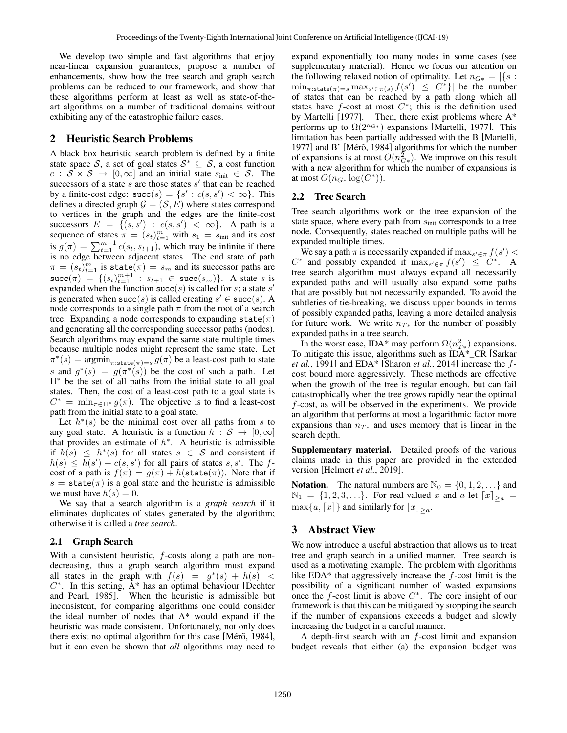We develop two simple and fast algorithms that enjoy near-linear expansion guarantees, propose a number of enhancements, show how the tree search and graph search problems can be reduced to our framework, and show that these algorithms perform at least as well as state-of-the-art algorithms on a number of traditional domains without exhibiting any of the catastrophic failure cases.

## 2 Heuristic Search Problems

A black box heuristic search problem is defined by a finite state space $\mathcal{S}$, a set of goal states $\mathcal{S}^* \subseteq \mathcal{S}$, a cost function $c : \mathcal{S} \times \mathcal{S} \to [0, \infty]$ and an initial state $s_{\text{init}} \in \mathcal{S}$. The successors of a state $s$ are those states $s'$ that can be reached by a finite-cost edge: $\texttt{succ}(s) = \{s' : c(s, s') < \infty\}$. This defines a directed graph $\mathcal{G} = (\mathcal{S}, E)$ where states correspond to vertices in the graph and the edges are the finite-cost successors $E = \{(s, s') : c(s, s') < \infty\}$. A path is a sequence of states $\pi = (s_t)_{t=1}^m$ with $s_1 = s_{\text{init}}$ and its cost is $g(\pi) = \sum_{t=1}^{m-1} c(s_t, s_{t+1})$, which may be infinite if there is no edge between adjacent states. The end state of path $\pi = (s_t)_{t=1}^m$ is $\texttt{state}(\pi) = s_m$ and its successor paths are $\texttt{succ}(\pi) = \{(s_t)_{t=1}^{m+1} : s_{t+1} \in \texttt{succ}(s_m)\}$. A state $s$ is expanded when the function $\texttt{succ}(s)$ is called for $s$; a state $s'$ is generated when $\texttt{succ}(s)$ is called creating $s' \in \texttt{succ}(s)$. A node corresponds to a single path $\pi$ from the root of a search tree. Expanding a node corresponds to expanding $\texttt{state}(\pi)$ and generating all the corresponding successor paths (nodes). Search algorithms may expand the same state multiple times because multiple nodes might represent the same state. Let $\pi^*(s) = \text{argmin}_{\pi:\texttt{state}(\pi)=s}\, g(\pi)$ be a least-cost path to state $s$ and $g^*(s) = g(\pi^*(s))$ be the cost of such a path. Let $\Pi^*$ be the set of all paths from the initial state to all goal states. Then, the cost of a least-cost path to a goal state is $C^* = \min_{\pi \in \Pi^*} g(\pi)$. The objective is to find a least-cost path from the initial state to a goal state.

Let $h^*(s)$ be the minimal cost over all paths from $s$ to any goal state. A heuristic is a function $h : \mathcal{S} \to [0, \infty]$ that provides an estimate of $h^*$. A heuristic is admissible if $h(s) \leq h^*(s)$ for all states $s \in \mathcal{S}$ and consistent if $h(s) \leq h(s') + c(s, s')$ for all pairs of states $s, s'$. The $f$-cost of a path is $f(\pi) = g(\pi) + h(\texttt{state}(\pi))$. Note that if $s = \texttt{state}(\pi)$ is a goal state and the heuristic is admissible we must have $h(s) = 0$.

We say that a search algorithm is a *graph search* if it eliminates duplicates of states generated by the algorithm; otherwise it is called a *tree search*.

### 2.1 Graph Search

With a consistent heuristic, $f$-costs along a path are non-decreasing, thus a graph search algorithm must expand all states in the graph with $f(s) = g^*(s) + h(s) < C^*$. In this setting, A* has an optimal behaviour [Dechter and Pearl, 1985]. When the heuristic is admissible but inconsistent, for comparing algorithms one could consider the ideal number of nodes that A* would expand if the heuristic was made consistent. Unfortunately, not only does there exist no optimal algorithm for this case [Mérõ, 1984], but it can even be shown that *all* algorithms may need to expand exponentially too many nodes in some cases (see supplementary material). Hence we focus our attention on the following relaxed notion of optimality. Let $n_{G*} = |\{s : \min_{\pi:\texttt{state}(\pi)=s} \max_{s' \in \pi(s)} f(s') \leq C^*\}|$ be the number of states that can be reached by a path along which all states have $f$-cost at most $C^*$; this is the definition used by Martelli [1977]. Then, there exist problems where A* performs up to $\Omega(2^{n_{G*}})$ expansions [Martelli, 1977]. This limitation has been partially addressed with the B [Martelli, 1977] and B' [Mérõ, 1984] algorithms for which the number of expansions is at most $O(n_{G*}^2)$. We improve on this result with a new algorithm for which the number of expansions is at most $O(n_{G*} \log(C^*))$.

### 2.2 Tree Search

Tree search algorithms work on the tree expansion of the state space, where every path from $s_{\text{init}}$ corresponds to a tree node. Consequently, states reached on multiple paths will be expanded multiple times.

We say a path $\pi$ is necessarily expanded if $\max_{s' \in \pi} f(s') < C^*$ and possibly expanded if $\max_{s' \in \pi} f(s') \leq C^*$. A tree search algorithm must always expand all necessarily expanded paths and will usually also expand some paths that are possibly but not necessarily expanded. To avoid the subtleties of tie-breaking, we discuss upper bounds in terms of possibly expanded paths, leaving a more detailed analysis for future work. We write $n_{T*}$ for the number of possibly expanded paths in a tree search.

In the worst case, IDA* may perform $\Omega(n_{T*}^2)$ expansions. To mitigate this issue, algorithms such as IDA*_CR [Sarkar *et al.*, 1991] and EDA* [Sharon *et al.*, 2014] increase the $f$-cost bound more aggressively. These methods are effective when the growth of the tree is regular enough, but can fail catastrophically when the tree grows rapidly near the optimal $f$-cost, as will be observed in the experiments. We provide an algorithm that performs at most a logarithmic factor more expansions than $n_{T*}$ and uses memory that is linear in the search depth.

**Supplementary material.** Detailed proofs of the various claims made in this paper are provided in the extended version [Helmert *et al.*, 2019].

**Notation.** The natural numbers are $\mathbb{N}_0 = \{0, 1, 2, \ldots\}$ and $\mathbb{N}_1 = \{1, 2, 3, \ldots\}$. For real-valued $x$ and $a$ let $\lceil x \rceil_{\geq a} = \max\{a, \lceil x \rceil\}$ and similarly for $\lfloor x \rfloor_{\geq a}$.

## 3 Abstract View

We now introduce a useful abstraction that allows us to treat tree and graph search in a unified manner. Tree search is used as a motivating example. The problem with algorithms like EDA* that aggressively increase the $f$-cost limit is the possibility of a significant number of wasted expansions once the $f$-cost limit is above $C^*$. The core insight of our framework is that this can be mitigated by stopping the search if the number of expansions exceeds a budget and slowly increasing the budget in a careful manner.

A depth-first search with an $f$-cost limit and expansion budget reveals that either (a) the expansion budget was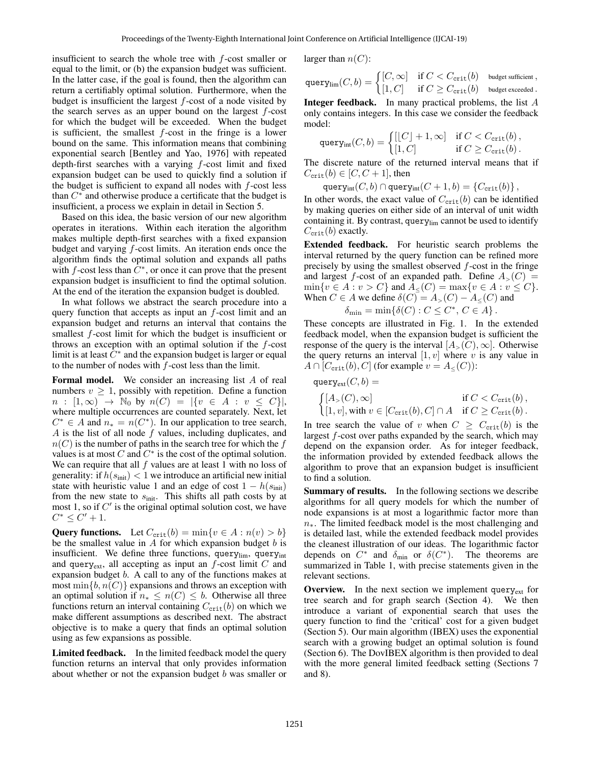insufficient to search the whole tree with $f$-cost smaller or equal to the limit, or (b) the expansion budget was sufficient. In the latter case, if the goal is found, then the algorithm can return a certifiably optimal solution. Furthermore, when the budget is insufficient the largest $f$-cost of a node visited by the search serves as an upper bound on the largest $f$-cost for which the budget will be exceeded. When the budget is sufficient, the smallest $f$-cost in the fringe is a lower bound on the same. This information means that combining exponential search [Bentley and Yao, 1976] with repeated depth-first searches with a varying $f$-cost limit and fixed expansion budget can be used to quickly find a solution if the budget is sufficient to expand all nodes with $f$-cost less than $C^*$ and otherwise produce a certificate that the budget is insufficient, a process we explain in detail in Section 5.

Based on this idea, the basic version of our new algorithm operates in iterations. Within each iteration the algorithm makes multiple depth-first searches with a fixed expansion budget and varying $f$-cost limits. An iteration ends once the algorithm finds the optimal solution and expands all paths with $f$-cost less than $C^*$, or once it can prove that the present expansion budget is insufficient to find the optimal solution. At the end of the iteration the expansion budget is doubled.

In what follows we abstract the search procedure into a query function that accepts as input an $f$-cost limit and an expansion budget and returns an interval that contains the smallest $f$-cost limit for which the budget is insufficient or throws an exception with an optimal solution if the $f$-cost limit is at least $C^*$ and the expansion budget is larger or equal to the number of nodes with $f$-cost less than the limit.

**Formal model.** We consider an increasing list $A$ of real numbers $v \geq 1$, possibly with repetition. Define a function $n : [1, \infty) \to \mathbb{N}_0$ by $n(C) = |\{v \in A : v \leq C\}|$, where multiple occurrences are counted separately. Next, let $C^* \in A$ and $n_* = n(C^*)$. In our application to tree search, $A$ is the list of all node $f$ values, including duplicates, and $n(C)$ is the number of paths in the search tree for which the $f$ values is at most $C$ and $C^*$ is the cost of the optimal solution. We can require that all $f$ values are at least 1 with no loss of generality: if $h(s_{\text{init}}) < 1$ we introduce an artificial new initial state with heuristic value 1 and an edge of cost $1 - h(s_{\text{init}})$ from the new state to $s_{\text{init}}$. This shifts all path costs by at most 1, so if $C'$ is the original optimal solution cost, we have $C^* \leq C' + 1$.

**Query functions.** Let $C_{\texttt{crit}}(b) = \min\{v \in A : n(v) > b\}$ be the smallest value in $A$ for which expansion budget $b$ is insufficient. We define three functions, $\texttt{query}_{\text{lim}}$, $\texttt{query}_{\text{int}}$ and $\texttt{query}_{\text{ext}}$, all accepting as input an $f$-cost limit $C$ and expansion budget $b$. A call to any of the functions makes at most $\min\{b, n(C)\}$ expansions and throws an exception with an optimal solution if $n_* \leq n(C) \leq b$. Otherwise all three functions return an interval containing $C_{\texttt{crit}}(b)$ on which we make different assumptions as described next. The abstract objective is to make a query that finds an optimal solution using as few expansions as possible.

**Limited feedback.** In the limited feedback model the query function returns an interval that only provides information about whether or not the expansion budget $b$ was smaller or larger than $n(C)$:

$$\texttt{query}_{\text{lim}}(C, b) = \begin{cases} [C, \infty] & \text{if } C < C_{\texttt{crit}}(b) \quad \text{budget sufficient}, \\ [1, C] & \text{if } C \geq C_{\texttt{crit}}(b) \quad \text{budget exceeded}. \end{cases}$$

**Integer feedback.** In many practical problems, the list $A$ only contains integers. In this case we consider the feedback model:

$$\texttt{query}_{\text{int}}(C, b) = \begin{cases} [\lfloor C \rfloor + 1, \infty] & \text{if } C < C_{\texttt{crit}}(b), \\ [1, C] & \text{if } C \geq C_{\texttt{crit}}(b). \end{cases}$$

The discrete nature of the returned interval means that if $C_{\texttt{crit}}(b) \in [C, C+1]$, then

$$\texttt{query}_{\text{int}}(C, b) \cap \texttt{query}_{\text{int}}(C+1, b) = \{C_{\texttt{crit}}(b)\},$$

In other words, the exact value of $C_{\texttt{crit}}(b)$ can be identified by making queries on either side of an interval of unit width containing it. By contrast, $\texttt{query}_{\text{lim}}$ cannot be used to identify $C_{\texttt{crit}}(b)$ exactly.

**Extended feedback.** For heuristic search problems the interval returned by the query function can be refined more precisely by using the smallest observed $f$-cost in the fringe and largest $f$-cost of an expanded path. Define $A_>(C) = \min\{v \in A : v > C\}$ and $A_\leq(C) = \max\{v \in A : v \leq C\}$. When $C \in A$ we define $\delta(C) = A_>(C) - A_\leq(C)$ and

$$\delta_{\min} = \min\{\delta(C) : C \leq C^*, C \in A\}.$$

These concepts are illustrated in Fig. 1. In the extended feedback model, when the expansion budget is sufficient the response of the query is the interval $[A_>(C), \infty]$. Otherwise the query returns an interval $[1, v]$ where $v$ is any value in $A \cap [C_{\texttt{crit}}(b), C]$ (for example $v = A_\leq(C)$):

$$\texttt{query}_{\text{ext}}(C, b) = \begin{cases} [A_>(C), \infty] & \text{if } C < C_{\texttt{crit}}(b), \\ [1, v], \text{with } v \in [C_{\texttt{crit}}(b), C] \cap A & \text{if } C \geq C_{\texttt{crit}}(b). \end{cases}$$

In tree search the value of $v$ when $C \geq C_{\texttt{crit}}(b)$ is the largest $f$-cost over paths expanded by the search, which may depend on the expansion order. As for integer feedback, the information provided by extended feedback allows the algorithm to prove that an expansion budget is insufficient to find a solution.

**Summary of results.** In the following sections we describe algorithms for all query models for which the number of node expansions is at most a logarithmic factor more than $n_*$. The limited feedback model is the most challenging and is detailed last, while the extended feedback model provides the cleanest illustration of our ideas. The logarithmic factor depends on $C^*$ and $\delta_{\min}$ or $\delta(C^*)$. The theorems are summarized in Table 1, with precise statements given in the relevant sections.

**Overview.** In the next section we implement $\texttt{query}_{\text{ext}}$ for tree search and for graph search (Section 4). We then introduce a variant of exponential search that uses the query function to find the 'critical' cost for a given budget (Section 5). Our main algorithm (IBEX) uses the exponential search with a growing budget an optimal solution is found (Section 6). The DovIBEX algorithm is then provided to deal with the more general limited feedback setting (Sections 7 and 8).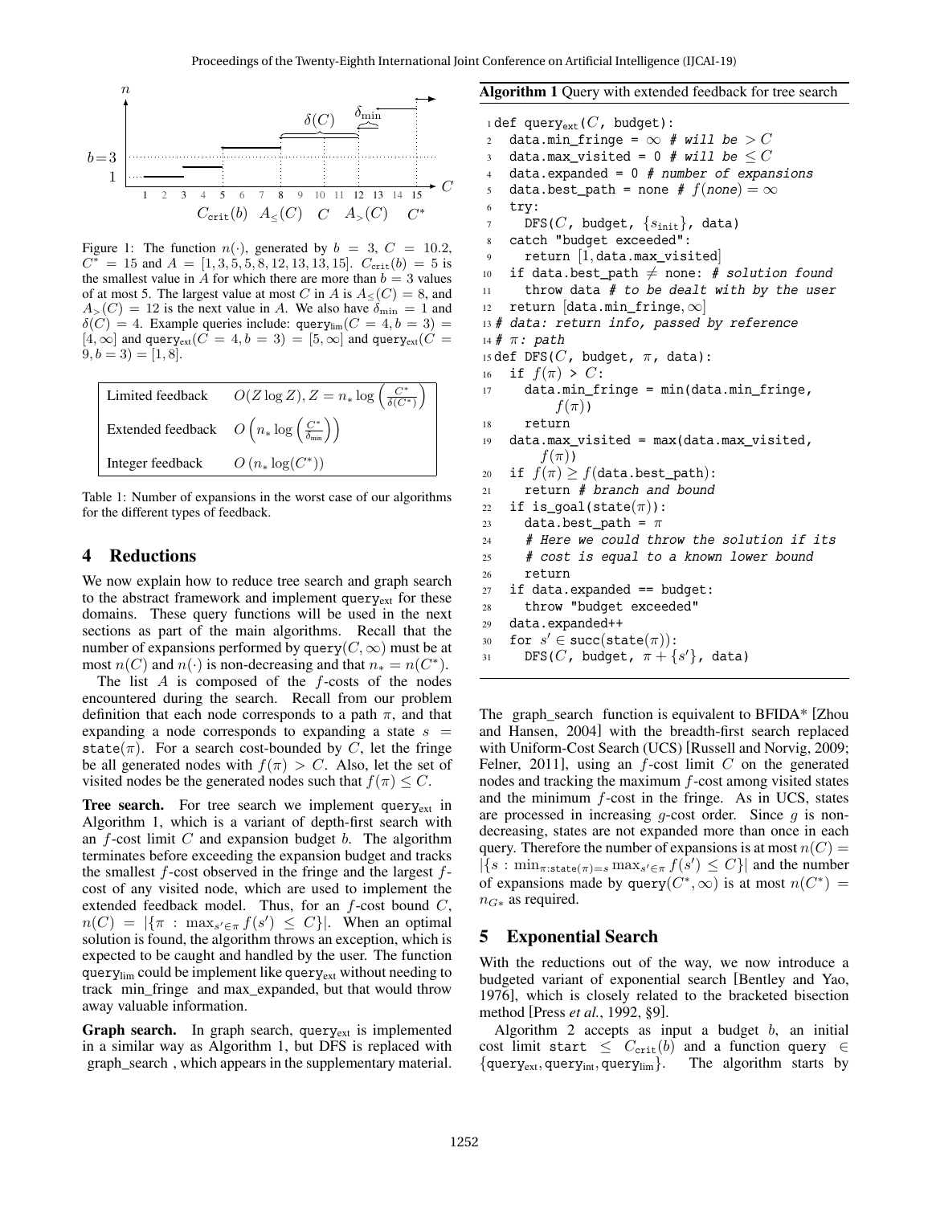Figure 1: The function $n(\cdot)$, generated by $b = 3$, $C = 10.2$, $C^* = 15$ and $A = [1, 3, 5, 5, 8, 12, 13, 13, 15]$. $C_{\texttt{crit}}(b) = 5$ is the smallest value in $A$ for which there are more than $b = 3$ values of at most 5. The largest value at most $C$ in $A$ is $A_{\le}(C) = 8$, and $A_{>}(C) = 12$ is the next value in $A$. We also have $\delta_{\min} = 1$ and $\delta(C) = 4$. Example queries include: $\texttt{query}_{\text{lim}}(C = 4, b = 3) = [4, \infty]$ and $\texttt{query}_{\text{ext}}(C = 4, b = 3) = [5, \infty]$ and $\texttt{query}_{\text{ext}}(C = 9, b = 3) = [1, 8]$.

| | |
|---|---|
| Limited feedback | $O(Z \log Z), Z = n_* \log\left(\frac{C^*}{\delta(C^*)}\right)$ |
| Extended feedback | $O\left(n_* \log\left(\frac{C^*}{\delta_{\min}}\right)\right)$ |
| Integer feedback | $O\left(n_* \log(C^*)\right)$ |

Table 1: Number of expansions in the worst case of our algorithms for the different types of feedback.

## 4 Reductions

We now explain how to reduce tree search and graph search to the abstract framework and implement $\texttt{query}_{\text{ext}}$ for these domains. These query functions will be used in the next sections as part of the main algorithms. Recall that the number of expansions performed by $\texttt{query}(C, \infty)$ must be at most $n(C)$ and $n(\cdot)$ is non-decreasing and that $n_* = n(C^*)$.

The list $A$ is composed of the $f$-costs of the nodes encountered during the search. Recall from our problem definition that each node corresponds to a path $\pi$, and that expanding a node corresponds to expanding a state $s = \texttt{state}(\pi)$. For a search cost-bounded by $C$, let the fringe be all generated nodes with $f(\pi) > C$. Also, let the set of visited nodes be the generated nodes such that $f(\pi) \le C$.

**Tree search.** For tree search we implement $\texttt{query}_{\text{ext}}$ in Algorithm 1, which is a variant of depth-first search with an $f$-cost limit $C$ and expansion budget $b$. The algorithm terminates before exceeding the expansion budget and tracks the smallest $f$-cost observed in the fringe and the largest $f$-cost of any visited node, which are used to implement the extended feedback model. Thus, for an $f$-cost bound $C$, $n(C) = |\{\pi : \max_{s' \in \pi} f(s') \le C\}|$. When an optimal solution is found, the algorithm throws an exception, which is expected to be caught and handled by the user. The function $\texttt{query}_{\text{lim}}$ could be implement like $\texttt{query}_{\text{ext}}$ without needing to track min_fringe and max_expanded, but that would throw away valuable information.

**Graph search.** In graph search, $\texttt{query}_{\text{ext}}$ is implemented in a similar way as Algorithm 1, but DFS is replaced with graph_search, which appears in the supplementary material.

**Algorithm 1** Query with extended feedback for tree search

```
1  def query_ext(C, budget):
2    data.min_fringe = ∞ # will be > C
3    data.max_visited = 0 # will be ≤ C
4    data.expanded = 0 # number of expansions
5    data.best_path = none # f(none) = ∞
6    try:
7      DFS(C, budget, {s_init}, data)
8    catch "budget exceeded":
9      return [1, data.max_visited]
10   if data.best_path ≠ none: # solution found
11     throw data # to be dealt with by the user
12   return [data.min_fringe, ∞]
13 # data: return info, passed by reference
14 # π: path
15 def DFS(C, budget, π, data):
16   if f(π) > C:
17     data.min_fringe = min(data.min_fringe,
           f(π))
18     return
19   data.max_visited = max(data.max_visited,
         f(π))
20   if f(π) ≥ f(data.best_path):
21     return # branch and bound
22   if is_goal(state(π)):
23     data.best_path = π
24     # Here we could throw the solution if its
25     # cost is equal to a known lower bound
26     return
27   if data.expanded == budget:
28     throw "budget exceeded"
29   data.expanded++
30   for s' ∈ succ(state(π)):
31     DFS(C, budget, π + {s'}, data)
```

The graph_search function is equivalent to BFIDA* [Zhou and Hansen, 2004] with the breadth-first search replaced with Uniform-Cost Search (UCS) [Russell and Norvig, 2009; Felner, 2011], using an $f$-cost limit $C$ on the generated nodes and tracking the maximum $f$-cost among visited states and the minimum $f$-cost in the fringe. As in UCS, states are processed in increasing $g$-cost order. Since $g$ is non-decreasing, states are not expanded more than once in each query. Therefore the number of expansions is at most $n(C) = |\{s : \min_{\pi:\texttt{state}(\pi)=s} \max_{s' \in \pi} f(s') \le C\}|$ and the number of expansions made by $\texttt{query}(C^*, \infty)$ is at most $n(C^*) = n_{G*}$ as required.

## 5 Exponential Search

With the reductions out of the way, we now introduce a budgeted variant of exponential search [Bentley and Yao, 1976], which is closely related to the bracketed bisection method [Press *et al.*, 1992, §9].

Algorithm 2 accepts as input a budget $b$, an initial cost limit $\texttt{start} \le C_{\texttt{crit}}(b)$ and a function $\texttt{query} \in \{\texttt{query}_{\text{ext}}, \texttt{query}_{\text{int}}, \texttt{query}_{\text{lim}}\}$. The algorithm starts by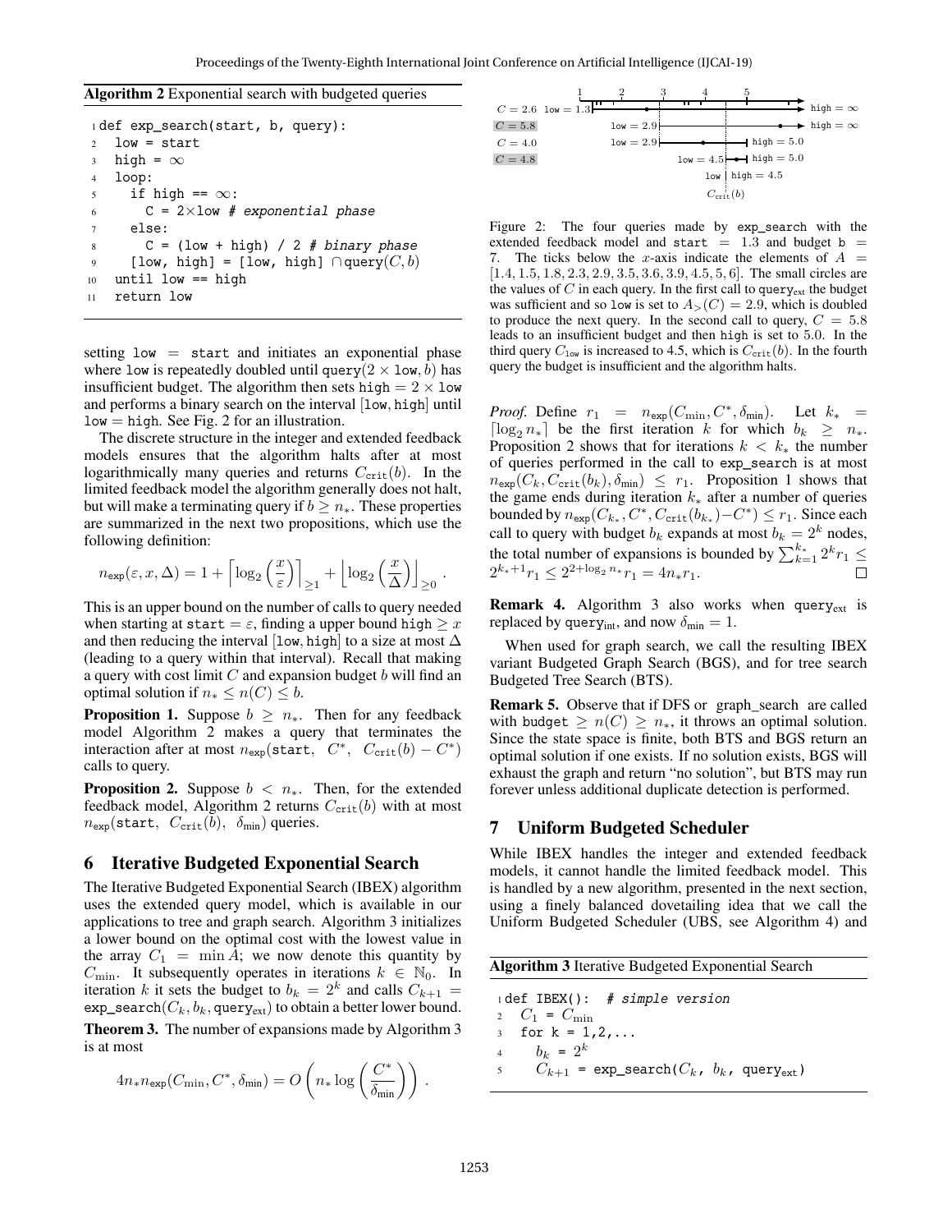**Algorithm 2** Exponential search with budgeted queries

```
1 def exp_search(start, b, query):
2   low = start
3   high = ∞
4   loop:
5     if high == ∞:
6       C = 2×low # exponential phase
7     else:
8       C = (low + high) / 2 # binary phase
9     [low, high] = [low, high] ∩query(C, b)
10  until low == high
11  return low
```

setting low = start and initiates an exponential phase where low is repeatedly doubled until query$(2 \times$ low$, b)$ has insufficient budget. The algorithm then sets high $= 2 \times$ low and performs a binary search on the interval [low, high] until low = high. See Fig. 2 for an illustration.

The discrete structure in the integer and extended feedback models ensures that the algorithm halts after at most logarithmically many queries and returns $C_{\texttt{crit}}(b)$. In the limited feedback model the algorithm generally does not halt, but will make a terminating query if $b \geq n_*$. These properties are summarized in the next two propositions, which use the following definition:

$$n_{\texttt{exp}}(\varepsilon, x, \Delta) = 1 + \left\lceil \log_2\left(\frac{x}{\varepsilon}\right) \right\rceil_{\geq 1} + \left\lfloor \log_2\left(\frac{x}{\Delta}\right) \right\rfloor_{\geq 0} .$$

This is an upper bound on the number of calls to query needed when starting at start $= \varepsilon$, finding a upper bound high $\geq x$ and then reducing the interval [low, high] to a size at most $\Delta$ (leading to a query within that interval). Recall that making a query with cost limit $C$ and expansion budget $b$ will find an optimal solution if $n_* \leq n(C) \leq b$.

**Proposition 1.** Suppose $b \geq n_*$. Then for any feedback model Algorithm 2 makes a query that terminates the interaction after at most $n_{\texttt{exp}}(\texttt{start}, \ C^*, \ C_{\texttt{crit}}(b) - C^*)$ calls to query.

**Proposition 2.** Suppose $b < n_*$. Then, for the extended feedback model, Algorithm 2 returns $C_{\texttt{crit}}(b)$ with at most $n_{\texttt{exp}}(\texttt{start}, \ C_{\texttt{crit}}(b), \ \delta_{\min})$ queries.

## 6 Iterative Budgeted Exponential Search

The Iterative Budgeted Exponential Search (IBEX) algorithm uses the extended query model, which is available in our applications to tree and graph search. Algorithm 3 initializes a lower bound on the optimal cost with the lowest value in the array $C_1 = \min A$; we now denote this quantity by $C_{\min}$. It subsequently operates in iterations $k \in \mathbb{N}_0$. In iteration $k$ it sets the budget to $b_k = 2^k$ and calls $C_{k+1} =$ exp_search$(C_k, b_k, \texttt{query}_{\text{ext}})$ to obtain a better lower bound.

**Theorem 3.** The number of expansions made by Algorithm 3 is at most

$$4n_* n_{\texttt{exp}}(C_{\min}, C^*, \delta_{\min}) = O\left(n_* \log\left(\frac{C^*}{\delta_{\min}}\right)\right) .$$

Figure 2: The four queries made by exp_search with the extended feedback model and start = 1.3 and budget b = 7. The ticks below the $x$-axis indicate the elements of $A = [1.4, 1.5, 1.8, 2.3, 2.9, 3.5, 3.6, 3.9, 4.5, 5, 6]$. The small circles are the values of $C$ in each query. In the first call to query$_{\text{ext}}$ the budget was sufficient and so low is set to $A_>(C) = 2.9$, which is doubled to produce the next query. In the second call to query, $C = 5.8$ leads to an insufficient budget and then high is set to 5.0. In the third query $C_{\texttt{low}}$ is increased to 4.5, which is $C_{\texttt{crit}}(b)$. In the fourth query the budget is insufficient and the algorithm halts.

*Proof.* Define $r_1 = n_{\texttt{exp}}(C_{\min}, C^*, \delta_{\min})$. Let $k_* = \lceil \log_2 n_* \rceil$ be the first iteration $k$ for which $b_k \geq n_*$. Proposition 2 shows that for iterations $k < k_*$ the number of queries performed in the call to exp_search is at most $n_{\texttt{exp}}(C_k, C_{\texttt{crit}}(b_k), \delta_{\min}) \leq r_1$. Proposition 1 shows that the game ends during iteration $k_*$ after a number of queries bounded by $n_{\texttt{exp}}(C_{k_*}, C^*, C_{\texttt{crit}}(b_{k_*}) - C^*) \leq r_1$. Since each call to query with budget $b_k$ expands at most $b_k = 2^k$ nodes, the total number of expansions is bounded by $\sum_{k=1}^{k_*} 2^k r_1 \leq 2^{k_*+1} r_1 \leq 2^{2+\log_2 n_*} r_1 = 4n_* r_1$. $\square$

**Remark 4.** Algorithm 3 also works when query$_{\text{ext}}$ is replaced by query$_{\text{int}}$, and now $\delta_{\min} = 1$.

When used for graph search, we call the resulting IBEX variant Budgeted Graph Search (BGS), and for tree search Budgeted Tree Search (BTS).

**Remark 5.** Observe that if DFS or graph_search are called with budget $\geq n(C) \geq n_*$, it throws an optimal solution. Since the state space is finite, both BTS and BGS return an optimal solution if one exists. If no solution exists, BGS will exhaust the graph and return "no solution", but BTS may run forever unless additional duplicate detection is performed.

## 7 Uniform Budgeted Scheduler

While IBEX handles the integer and extended feedback models, it cannot handle the limited feedback model. This is handled by a new algorithm, presented in the next section, using a finely balanced dovetailing idea that we call the Uniform Budgeted Scheduler (UBS, see Algorithm 4) and

**Algorithm 3** Iterative Budgeted Exponential Search

```
1 def IBEX():  # simple version
2   C_1 = C_min
3   for k = 1,2,...
4     b_k = 2^k
5     C_{k+1} = exp_search(C_k, b_k, query_ext)
```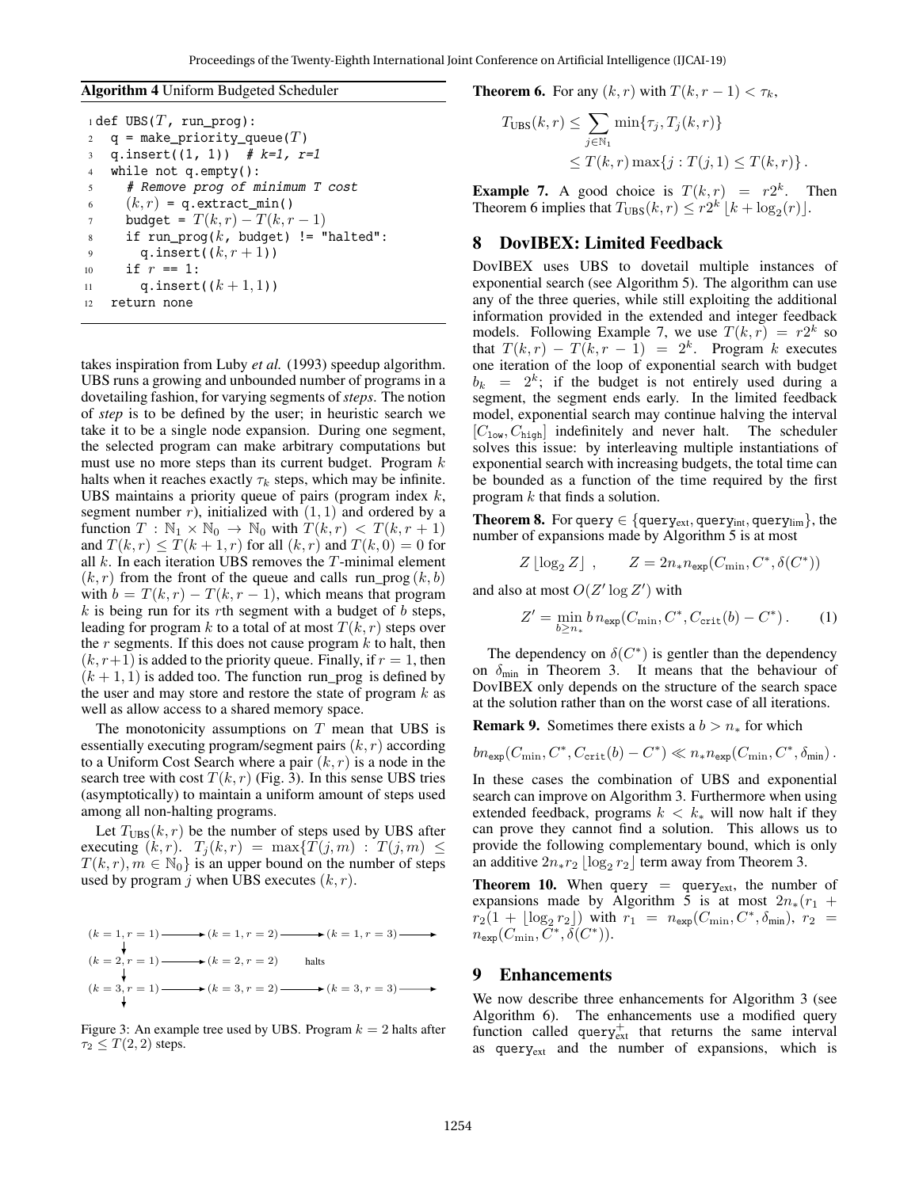**Algorithm 4** Uniform Budgeted Scheduler

```
1  def UBS(T, run_prog):
2    q = make_priority_queue(T)
3    q.insert((1, 1))  # k=1, r=1
4    while not q.empty():
5      # Remove prog of minimum T cost
6      (k, r) = q.extract_min()
7      budget = T(k, r) − T(k, r − 1)
8      if run_prog(k, budget) != "halted":
9        q.insert((k, r + 1))
10     if r == 1:
11       q.insert((k + 1, 1))
12   return none
```

takes inspiration from Luby *et al.* (1993) speedup algorithm. UBS runs a growing and unbounded number of programs in a dovetailing fashion, for varying segments of *steps*. The notion of *step* is to be defined by the user; in heuristic search we take it to be a single node expansion. During one segment, the selected program can make arbitrary computations but must use no more steps than its current budget. Program $k$ halts when it reaches exactly $\tau_k$ steps, which may be infinite. UBS maintains a priority queue of pairs (program index $k$, segment number $r$), initialized with $(1, 1)$ and ordered by a function $T : \mathbb{N}_1 \times \mathbb{N}_0 \to \mathbb{N}_0$ with $T(k, r) < T(k, r+1)$ and $T(k, r) \le T(k+1, r)$ for all $(k, r)$ and $T(k, 0) = 0$ for all $k$. In each iteration UBS removes the $T$-minimal element $(k, r)$ from the front of the queue and calls run_prog$(k, b)$ with $b = T(k, r) - T(k, r-1)$, which means that program $k$ is being run for its $r$th segment with a budget of $b$ steps, leading for program $k$ to a total of at most $T(k, r)$ steps over the $r$ segments. If this does not cause program $k$ to halt, then $(k, r+1)$ is added to the priority queue. Finally, if $r = 1$, then $(k+1, 1)$ is added too. The function run_prog is defined by the user and may store and restore the state of program $k$ as well as allow access to a shared memory space.

The monotonicity assumptions on $T$ mean that UBS is essentially executing program/segment pairs $(k, r)$ according to a Uniform Cost Search where a pair $(k, r)$ is a node in the search tree with cost $T(k, r)$ (Fig. 3). In this sense UBS tries (asymptotically) to maintain a uniform amount of steps used among all non-halting programs.

Let $T_{\text{UBS}}(k, r)$ be the number of steps used by UBS after executing $(k, r)$. $T_j(k, r) = \max\{T(j, m) : T(j, m) \le T(k, r), m \in \mathbb{N}_0\}$ is an upper bound on the number of steps used by program $j$ when UBS executes $(k, r)$.

```
(k = 1, r = 1) ──→ (k = 1, r = 2) ──→ (k = 1, r = 3) ──→
      ↓
(k = 2, r = 1) ──→ (k = 2, r = 2)      halts
      ↓
(k = 3, r = 1) ──→ (k = 3, r = 2) ──→ (k = 3, r = 3) ──→
      ↓
```

Figure 3: An example tree used by UBS. Program $k = 2$ halts after $\tau_2 \le T(2, 2)$ steps.

**Theorem 6.** For any $(k, r)$ with $T(k, r-1) < \tau_k$,

$$T_{\text{UBS}}(k, r) \le \sum_{j \in \mathbb{N}_1} \min\{\tau_j, T_j(k, r)\} \le T(k, r) \max\{j : T(j, 1) \le T(k, r)\}.$$

**Example 7.** A good choice is $T(k, r) = r2^k$. Then Theorem 6 implies that $T_{\text{UBS}}(k, r) \le r2^k \lfloor k + \log_2(r) \rfloor$.

## 8 DovIBEX: Limited Feedback

DovIBEX uses UBS to dovetail multiple instances of exponential search (see Algorithm 5). The algorithm can use any of the three queries, while still exploiting the additional information provided in the extended and integer feedback models. Following Example 7, we use $T(k, r) = r2^k$ so that $T(k, r) - T(k, r-1) = 2^k$. Program $k$ executes one iteration of the loop of exponential search with budget $b_k = 2^k$; if the budget is not entirely used during a segment, the segment ends early. In the limited feedback model, exponential search may continue halving the interval $[C_{\texttt{low}}, C_{\texttt{high}}]$ indefinitely and never halt. The scheduler solves this issue: by interleaving multiple instantiations of exponential search with increasing budgets, the total time can be bounded as a function of the time required by the first program $k$ that finds a solution.

**Theorem 8.** For $\texttt{query} \in \{\texttt{query}_{\text{ext}}, \texttt{query}_{\text{int}}, \texttt{query}_{\text{lim}}\}$, the number of expansions made by Algorithm 5 is at most

$$Z \lfloor \log_2 Z \rfloor, \qquad Z = 2n_* n_{\texttt{exp}}(C_{\min}, C^*, \delta(C^*))$$

and also at most $O(Z' \log Z')$ with

$$Z' = \min_{b \ge n_*} b\, n_{\texttt{exp}}(C_{\min}, C^*, C_{\texttt{crit}}(b) - C^*)\,. \tag{1}$$

The dependency on $\delta(C^*)$ is gentler than the dependency on $\delta_{\min}$ in Theorem 3. It means that the behaviour of DovIBEX only depends on the structure of the search space at the solution rather than on the worst case of all iterations.

**Remark 9.** Sometimes there exists a $b > n_*$ for which

$$b n_{\texttt{exp}}(C_{\min}, C^*, C_{\texttt{crit}}(b) - C^*) \ll n_* n_{\texttt{exp}}(C_{\min}, C^*, \delta_{\min})\,.$$

In these cases the combination of UBS and exponential search can improve on Algorithm 3. Furthermore when using extended feedback, programs $k < k_*$ will now halt if they can prove they cannot find a solution. This allows us to provide the following complementary bound, which is only an additive $2n_* r_2 \lfloor \log_2 r_2 \rfloor$ term away from Theorem 3.

**Theorem 10.** When $\texttt{query} = \texttt{query}_{\text{ext}}$, the number of expansions made by Algorithm 5 is at most $2n_*(r_1 + r_2(1 + \lfloor \log_2 r_2 \rfloor)$ with $r_1 = n_{\texttt{exp}}(C_{\min}, C^*, \delta_{\min})$, $r_2 = n_{\texttt{exp}}(C_{\min}, C^*, \delta(C^*))$.

## 9 Enhancements

We now describe three enhancements for Algorithm 3 (see Algorithm 6). The enhancements use a modified query function called $\texttt{query}^+_{\text{ext}}$ that returns the same interval as $\texttt{query}_{\text{ext}}$ and the number of expansions, which is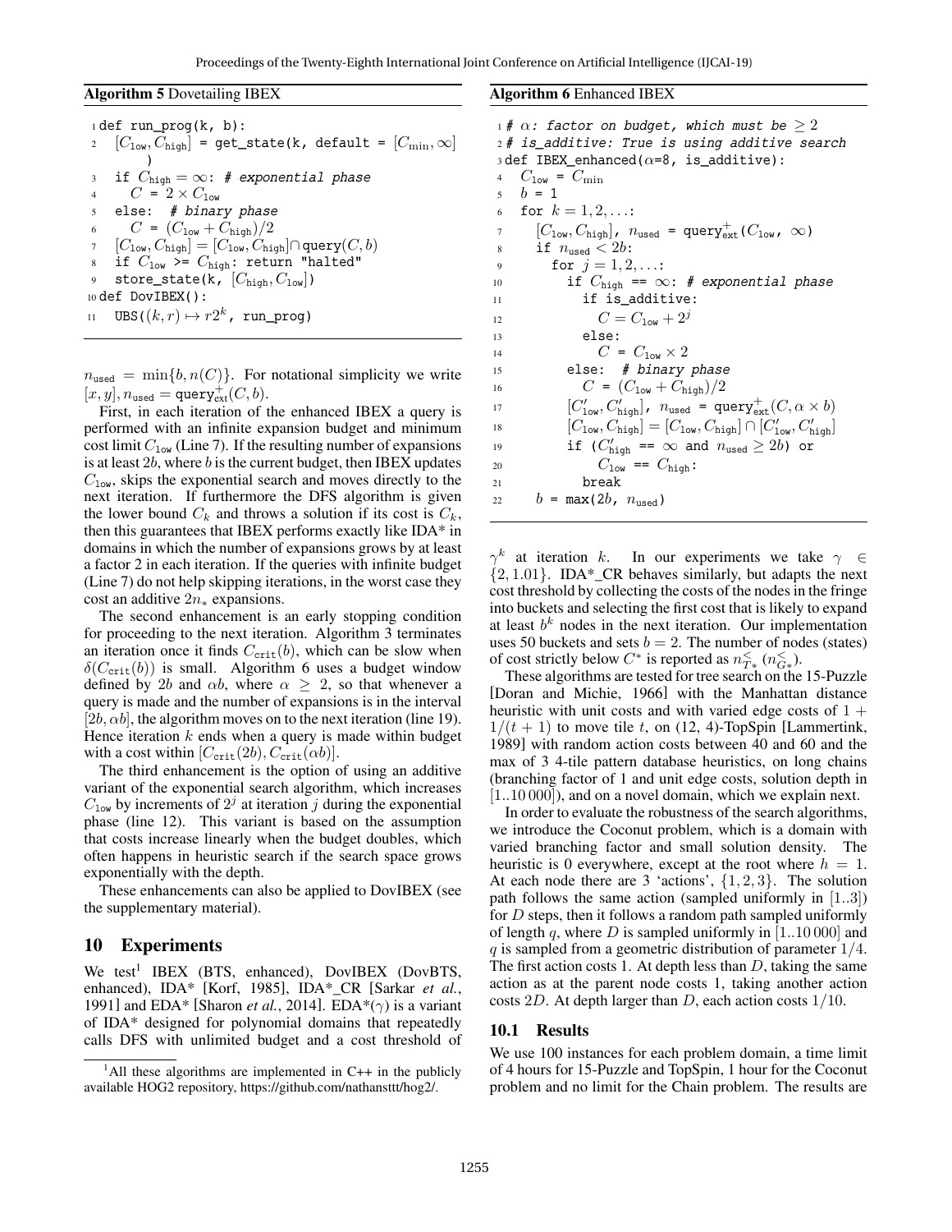**Algorithm 5** Dovetailing IBEX

```
1 def run_prog(k, b):
2   [C_low, C_high] = get_state(k, default = [C_min, ∞])
3   if C_high = ∞: # exponential phase
4     C = 2 × C_low
5   else:  # binary phase
6     C = (C_low + C_high)/2
7   [C_low, C_high] = [C_low, C_high] ∩ query(C, b)
8   if C_low >= C_high: return "halted"
9   store_state(k, [C_high, C_low])
10 def DovIBEX():
11   UBS((k, r) ↦ r2^k, run_prog)
```

**Algorithm 6** Enhanced IBEX

```
1 # α: factor on budget, which must be ≥ 2
2 # is_additive: True is using additive search
3 def IBEX_enhanced(α=8, is_additive):
4   C_low = C_min
5   b = 1
6   for k = 1, 2, ...:
7     [C_low, C_high], n_used = query+_ext(C_low, ∞)
8     if n_used < 2b:
9       for j = 1, 2, ...:
10        if C_high == ∞: # exponential phase
11          if is_additive:
12            C = C_low + 2^j
13          else:
14            C = C_low × 2
15        else:  # binary phase
16          C = (C_low + C_high)/2
17        [C'_low, C'_high], n_used = query+_ext(C, α × b)
18        [C_low, C_high] = [C_low, C_high] ∩ [C'_low, C'_high]
19        if (C'_high == ∞ and n_used ≥ 2b) or
20           C_low == C_high:
21          break
22    b = max(2b, n_used)
```

$n_{\text{used}} = \min\{b, n(C)\}$. For notational simplicity we write $[x, y], n_{\text{used}} = \text{query}^{+}_{\text{ext}}(C, b)$.

First, in each iteration of the enhanced IBEX a query is performed with an infinite expansion budget and minimum cost limit $C_{\text{low}}$ (Line 7). If the resulting number of expansions is at least $2b$, where $b$ is the current budget, then IBEX updates $C_{\text{low}}$, skips the exponential search and moves directly to the next iteration. If furthermore the DFS algorithm is given the lower bound $C_k$ and throws a solution if its cost is $C_k$, then this guarantees that IBEX performs exactly like IDA* in domains in which the number of expansions grows by at least a factor 2 in each iteration. If the queries with infinite budget (Line 7) do not help skipping iterations, in the worst case they cost an additive $2n_*$ expansions.

The second enhancement is an early stopping condition for proceeding to the next iteration. Algorithm 3 terminates an iteration once it finds $C_{\text{crit}}(b)$, which can be slow when $\delta(C_{\text{crit}}(b))$ is small. Algorithm 6 uses a budget window defined by $2b$ and $\alpha b$, where $\alpha \geq 2$, so that whenever a query is made and the number of expansions is in the interval $[2b, \alpha b]$, the algorithm moves on to the next iteration (line 19). Hence iteration $k$ ends when a query is made within budget with a cost within $[C_{\text{crit}}(2b), C_{\text{crit}}(\alpha b)]$.

The third enhancement is the option of using an additive variant of the exponential search algorithm, which increases $C_{\text{low}}$ by increments of $2^j$ at iteration $j$ during the exponential phase (line 12). This variant is based on the assumption that costs increase linearly when the budget doubles, which often happens in heuristic search if the search space grows exponentially with the depth.

These enhancements can also be applied to DovIBEX (see the supplementary material).

## 10 Experiments

We test[1] IBEX (BTS, enhanced), DovIBEX (DovBTS, enhanced), IDA* [Korf, 1985], IDA*_CR [Sarkar *et al.*, 1991] and EDA* [Sharon *et al.*, 2014]. EDA*($\gamma$) is a variant of IDA* designed for polynomial domains that repeatedly calls DFS with unlimited budget and a cost threshold of $\gamma^k$ at iteration $k$. In our experiments we take $\gamma \in \{2, 1.01\}$. IDA*_CR behaves similarly, but adapts the next cost threshold by collecting the costs of the nodes in the fringe into buckets and selecting the first cost that is likely to expand at least $b^k$ nodes in the next iteration. Our implementation uses 50 buckets and sets $b = 2$. The number of nodes (states) of cost strictly below $C^*$ is reported as $n^{<}_{T*}$ ($n^{<}_{G*}$).

[1] All these algorithms are implemented in C++ in the publicly available HOG2 repository, https://github.com/nathansttt/hog2/.

These algorithms are tested for tree search on the 15-Puzzle [Doran and Michie, 1966] with the Manhattan distance heuristic with unit costs and with varied edge costs of $1 + 1/(t+1)$ to move tile $t$, on (12, 4)-TopSpin [Lammertink, 1989] with random action costs between 40 and 60 and the max of 3 4-tile pattern database heuristics, on long chains (branching factor of 1 and unit edge costs, solution depth in $[1..10\,000]$), and on a novel domain, which we explain next.

In order to evaluate the robustness of the search algorithms, we introduce the Coconut problem, which is a domain with varied branching factor and small solution density. The heuristic is 0 everywhere, except at the root where $h = 1$. At each node there are 3 'actions', $\{1, 2, 3\}$. The solution path follows the same action (sampled uniformly in $[1..3]$) for $D$ steps, then it follows a random path sampled uniformly of length $q$, where $D$ is sampled uniformly in $[1..10\,000]$ and $q$ is sampled from a geometric distribution of parameter $1/4$. The first action costs 1. At depth less than $D$, taking the same action as at the parent node costs 1, taking another action costs $2D$. At depth larger than $D$, each action costs $1/10$.

### 10.1 Results

We use 100 instances for each problem domain, a time limit of 4 hours for 15-Puzzle and TopSpin, 1 hour for the Coconut problem and no limit for the Chain problem. The results are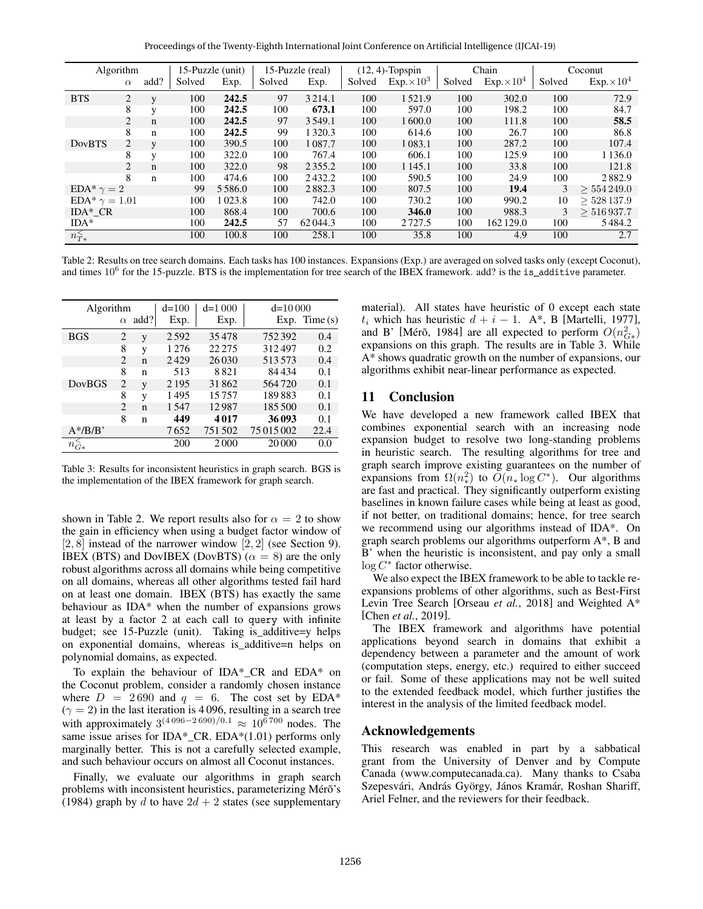| Algorithm | | | 15-Puzzle (unit) | | 15-Puzzle (real) | | (12, 4)-Topspin | | Chain | | Coconut | |
|---|---|---|---|---|---|---|---|---|---|---|---|---|
| | $\alpha$ | add? | Solved | Exp. | Solved | Exp. | Solved | Exp.$\times 10^3$ | Solved | Exp.$\times 10^4$ | Solved | Exp.$\times 10^4$ |
| BTS | 2 | y | 100 | **242.5** | 97 | 3 214.1 | 100 | 1 521.9 | 100 | 302.0 | 100 | 72.9 |
| | 8 | y | 100 | **242.5** | 100 | **673.1** | 100 | 597.0 | 100 | 198.2 | 100 | 84.7 |
| | 2 | n | 100 | **242.5** | 97 | 3 549.1 | 100 | 1 600.0 | 100 | 111.8 | 100 | **58.5** |
| | 8 | n | 100 | **242.5** | 99 | 1 320.3 | 100 | 614.6 | 100 | 26.7 | 100 | 86.8 |
| DovBTS | 2 | y | 100 | 390.5 | 100 | 1 087.7 | 100 | 1 083.1 | 100 | 287.2 | 100 | 107.4 |
| | 8 | y | 100 | 322.0 | 100 | 767.4 | 100 | 606.1 | 100 | 125.9 | 100 | 1 136.0 |
| | 2 | n | 100 | 322.0 | 98 | 2 355.2 | 100 | 1 145.1 | 100 | 33.8 | 100 | 121.8 |
| | 8 | n | 100 | 474.6 | 100 | 2 432.2 | 100 | 590.5 | 100 | 24.9 | 100 | 2 882.9 |
| EDA* $\gamma = 2$ | | | 99 | 5 586.0 | 100 | 2 882.3 | 100 | 807.5 | 100 | **19.4** | 3 | $\geq 554\,249.0$ |
| EDA* $\gamma = 1.01$ | | | 100 | 1 023.8 | 100 | 742.0 | 100 | 730.2 | 100 | 990.2 | 10 | $\geq 528\,137.9$ |
| IDA*_CR | | | 100 | 868.4 | 100 | 700.6 | 100 | **346.0** | 100 | 988.3 | 3 | $\geq 516\,937.7$ |
| IDA* | | | 100 | **242.5** | 57 | 62 044.3 | 100 | 2 727.5 | 100 | 162 129.0 | 100 | 5 484.2 |
| $n^{<}_{T*}$ | | | 100 | 100.8 | 100 | 258.1 | 100 | 35.8 | 100 | 4.9 | 100 | 2.7 |

Table 2: Results on tree search domains. Each tasks has 100 instances. Expansions (Exp.) are averaged on solved tasks only (except Coconut), and times $10^6$ for the 15-puzzle. BTS is the implementation for tree search of the IBEX framework. add? is the is_additive parameter.

| Algorithm | | | d=100 | d=1 000 | d=10 000 | |
|---|---|---|---|---|---|---|
| | $\alpha$ | add? | Exp. | Exp. | Exp. | Time (s) |
| BGS | 2 | y | 2 592 | 35 478 | 752 392 | 0.4 |
| | 8 | y | 1 276 | 22 275 | 312 497 | 0.2 |
| | 2 | n | 2 429 | 26 030 | 513 573 | 0.4 |
| | 8 | n | 513 | 8 821 | 84 434 | 0.1 |
| DovBGS | 2 | y | 2 195 | 31 862 | 564 720 | 0.1 |
| | 8 | y | 1 495 | 15 757 | 189 883 | 0.1 |
| | 2 | n | 1 547 | 12 987 | 185 500 | 0.1 |
| | 8 | n | **449** | **4 017** | **36 093** | 0.1 |
| A*/B/B' | | | 7 652 | 751 502 | 75 015 002 | 22.4 |
| $n^{<}_{G*}$ | | | 200 | 2 000 | 20 000 | 0.0 |

Table 3: Results for inconsistent heuristics in graph search. BGS is the implementation of the IBEX framework for graph search.

shown in Table 2. We report results also for $\alpha = 2$ to show the gain in efficiency when using a budget factor window of $[2, 8]$ instead of the narrower window $[2, 2]$ (see Section 9). IBEX (BTS) and DovIBEX (DovBTS) ($\alpha = 8$) are the only robust algorithms across all domains while being competitive on all domains, whereas all other algorithms tested fail hard on at least one domain. IBEX (BTS) has exactly the same behaviour as IDA* when the number of expansions grows at least by a factor 2 at each call to query with infinite budget; see 15-Puzzle (unit). Taking is_additive=y helps on exponential domains, whereas is_additive=n helps on polynomial domains, as expected.

To explain the behaviour of IDA*_CR and EDA* on the Coconut problem, consider a randomly chosen instance where $D = 2\,690$ and $q = 6$. The cost set by EDA* ($\gamma = 2$) in the last iteration is 4 096, resulting in a search tree with approximately $3^{(4\,096-2\,690)/0.1} \approx 10^{6\,700}$ nodes. The same issue arises for IDA*_CR. EDA*(1.01) performs only marginally better. This is not a carefully selected example, and such behaviour occurs on almost all Coconut instances.

Finally, we evaluate our algorithms in graph search problems with inconsistent heuristics, parameterizing Mérõ's (1984) graph by $d$ to have $2d + 2$ states (see supplementary material). All states have heuristic of 0 except each state $t_i$ which has heuristic $d + i - 1$. A*, B [Martelli, 1977], and B' [Mérõ, 1984] are all expected to perform $O(n^2_{G*})$ expansions on this graph. The results are in Table 3. While A* shows quadratic growth on the number of expansions, our algorithms exhibit near-linear performance as expected.

## 11 Conclusion

We have developed a new framework called IBEX that combines exponential search with an increasing node expansion budget to resolve two long-standing problems in heuristic search. The resulting algorithms for tree and graph search improve existing guarantees on the number of expansions from $\Omega(n^2_*)$ to $O(n_* \log C^*)$. Our algorithms are fast and practical. They significantly outperform existing baselines in known failure cases while being at least as good, if not better, on traditional domains; hence, for tree search we recommend using our algorithms instead of IDA*. On graph search problems our algorithms outperform A*, B and B' when the heuristic is inconsistent, and pay only a small $\log C^*$ factor otherwise.

We also expect the IBEX framework to be able to tackle re-expansions problems of other algorithms, such as Best-First Levin Tree Search [Orseau *et al.*, 2018] and Weighted A* [Chen *et al.*, 2019].

The IBEX framework and algorithms have potential applications beyond search in domains that exhibit a dependency between a parameter and the amount of work (computation steps, energy, etc.) required to either succeed or fail. Some of these applications may not be well suited to the extended feedback model, which further justifies the interest in the analysis of the limited feedback model.

## Acknowledgements

This research was enabled in part by a sabbatical grant from the University of Denver and by Compute Canada (www.computecanada.ca). Many thanks to Csaba Szepesvári, András György, János Kramár, Roshan Shariff, Ariel Felner, and the reviewers for their feedback.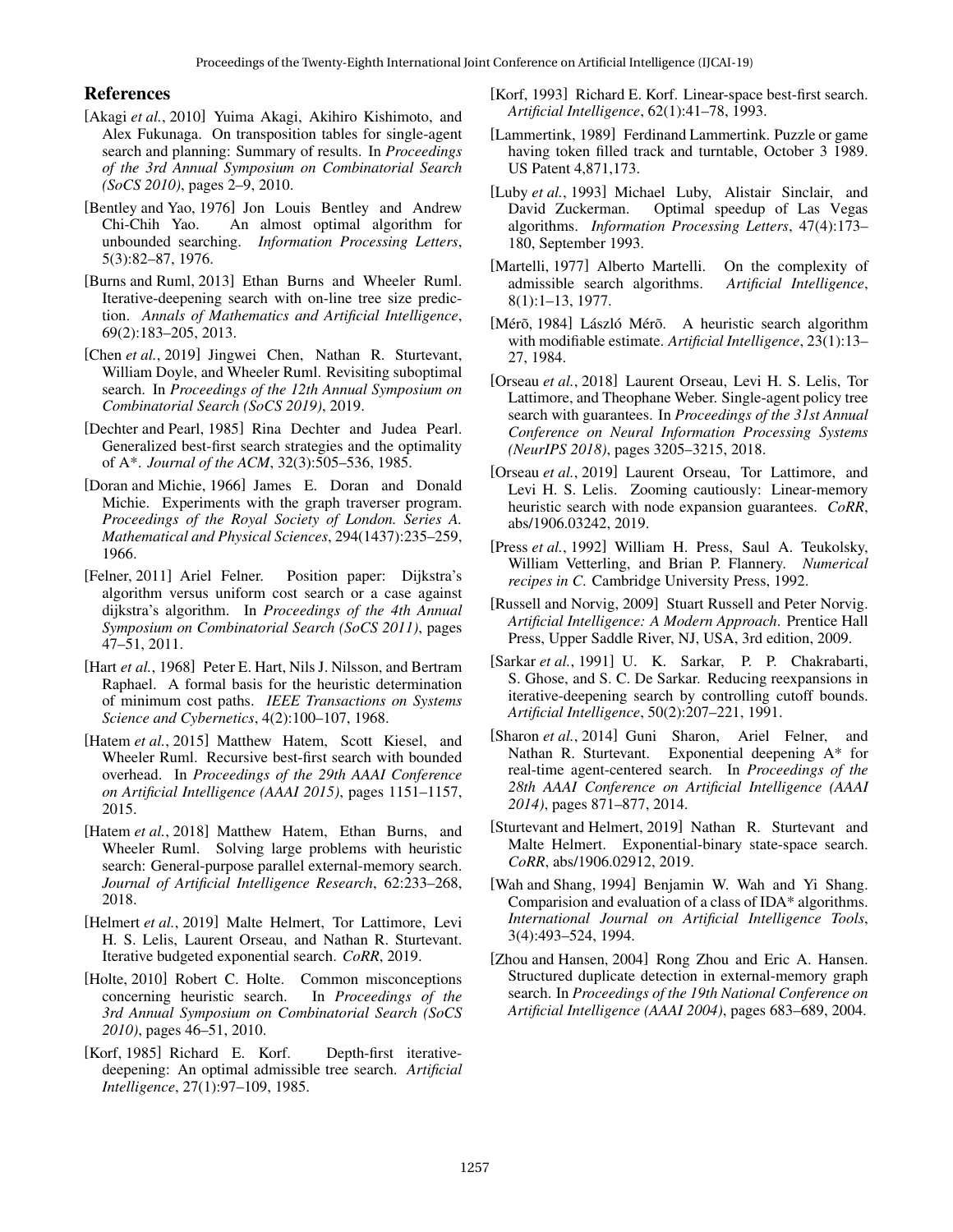## References

[Akagi *et al.*, 2010] Yuima Akagi, Akihiro Kishimoto, and Alex Fukunaga. On transposition tables for single-agent search and planning: Summary of results. In *Proceedings of the 3rd Annual Symposium on Combinatorial Search (SoCS 2010)*, pages 2–9, 2010.

[Bentley and Yao, 1976] Jon Louis Bentley and Andrew Chi-Chih Yao. An almost optimal algorithm for unbounded searching. *Information Processing Letters*, 5(3):82–87, 1976.

[Burns and Ruml, 2013] Ethan Burns and Wheeler Ruml. Iterative-deepening search with on-line tree size prediction. *Annals of Mathematics and Artificial Intelligence*, 69(2):183–205, 2013.

[Chen *et al.*, 2019] Jingwei Chen, Nathan R. Sturtevant, William Doyle, and Wheeler Ruml. Revisiting suboptimal search. In *Proceedings of the 12th Annual Symposium on Combinatorial Search (SoCS 2019)*, 2019.

[Dechter and Pearl, 1985] Rina Dechter and Judea Pearl. Generalized best-first search strategies and the optimality of A*. *Journal of the ACM*, 32(3):505–536, 1985.

[Doran and Michie, 1966] James E. Doran and Donald Michie. Experiments with the graph traverser program. *Proceedings of the Royal Society of London. Series A. Mathematical and Physical Sciences*, 294(1437):235–259, 1966.

[Felner, 2011] Ariel Felner. Position paper: Dijkstra's algorithm versus uniform cost search or a case against dijkstra's algorithm. In *Proceedings of the 4th Annual Symposium on Combinatorial Search (SoCS 2011)*, pages 47–51, 2011.

[Hart *et al.*, 1968] Peter E. Hart, Nils J. Nilsson, and Bertram Raphael. A formal basis for the heuristic determination of minimum cost paths. *IEEE Transactions on Systems Science and Cybernetics*, 4(2):100–107, 1968.

[Hatem *et al.*, 2015] Matthew Hatem, Scott Kiesel, and Wheeler Ruml. Recursive best-first search with bounded overhead. In *Proceedings of the 29th AAAI Conference on Artificial Intelligence (AAAI 2015)*, pages 1151–1157, 2015.

[Hatem *et al.*, 2018] Matthew Hatem, Ethan Burns, and Wheeler Ruml. Solving large problems with heuristic search: General-purpose parallel external-memory search. *Journal of Artificial Intelligence Research*, 62:233–268, 2018.

[Helmert *et al.*, 2019] Malte Helmert, Tor Lattimore, Levi H. S. Lelis, Laurent Orseau, and Nathan R. Sturtevant. Iterative budgeted exponential search. *CoRR*, 2019.

[Holte, 2010] Robert C. Holte. Common misconceptions concerning heuristic search. In *Proceedings of the 3rd Annual Symposium on Combinatorial Search (SoCS 2010)*, pages 46–51, 2010.

[Korf, 1985] Richard E. Korf. Depth-first iterative-deepening: An optimal admissible tree search. *Artificial Intelligence*, 27(1):97–109, 1985.

[Korf, 1993] Richard E. Korf. Linear-space best-first search. *Artificial Intelligence*, 62(1):41–78, 1993.

[Lammertink, 1989] Ferdinand Lammertink. Puzzle or game having token filled track and turntable, October 3 1989. US Patent 4,871,173.

[Luby *et al.*, 1993] Michael Luby, Alistair Sinclair, and David Zuckerman. Optimal speedup of Las Vegas algorithms. *Information Processing Letters*, 47(4):173–180, September 1993.

[Martelli, 1977] Alberto Martelli. On the complexity of admissible search algorithms. *Artificial Intelligence*, 8(1):1–13, 1977.

[Mérõ, 1984] László Mérõ. A heuristic search algorithm with modifiable estimate. *Artificial Intelligence*, 23(1):13–27, 1984.

[Orseau *et al.*, 2018] Laurent Orseau, Levi H. S. Lelis, Tor Lattimore, and Theophane Weber. Single-agent policy tree search with guarantees. In *Proceedings of the 31st Annual Conference on Neural Information Processing Systems (NeurIPS 2018)*, pages 3205–3215, 2018.

[Orseau *et al.*, 2019] Laurent Orseau, Tor Lattimore, and Levi H. S. Lelis. Zooming cautiously: Linear-memory heuristic search with node expansion guarantees. *CoRR*, abs/1906.03242, 2019.

[Press *et al.*, 1992] William H. Press, Saul A. Teukolsky, William Vetterling, and Brian P. Flannery. *Numerical recipes in C*. Cambridge University Press, 1992.

[Russell and Norvig, 2009] Stuart Russell and Peter Norvig. *Artificial Intelligence: A Modern Approach*. Prentice Hall Press, Upper Saddle River, NJ, USA, 3rd edition, 2009.

[Sarkar *et al.*, 1991] U. K. Sarkar, P. P. Chakrabarti, S. Ghose, and S. C. De Sarkar. Reducing reexpansions in iterative-deepening search by controlling cutoff bounds. *Artificial Intelligence*, 50(2):207–221, 1991.

[Sharon *et al.*, 2014] Guni Sharon, Ariel Felner, and Nathan R. Sturtevant. Exponential deepening A* for real-time agent-centered search. In *Proceedings of the 28th AAAI Conference on Artificial Intelligence (AAAI 2014)*, pages 871–877, 2014.

[Sturtevant and Helmert, 2019] Nathan R. Sturtevant and Malte Helmert. Exponential-binary state-space search. *CoRR*, abs/1906.02912, 2019.

[Wah and Shang, 1994] Benjamin W. Wah and Yi Shang. Comparision and evaluation of a class of IDA* algorithms. *International Journal on Artificial Intelligence Tools*, 3(4):493–524, 1994.

[Zhou and Hansen, 2004] Rong Zhou and Eric A. Hansen. Structured duplicate detection in external-memory graph search. In *Proceedings of the 19th National Conference on Artificial Intelligence (AAAI 2004)*, pages 683–689, 2004.